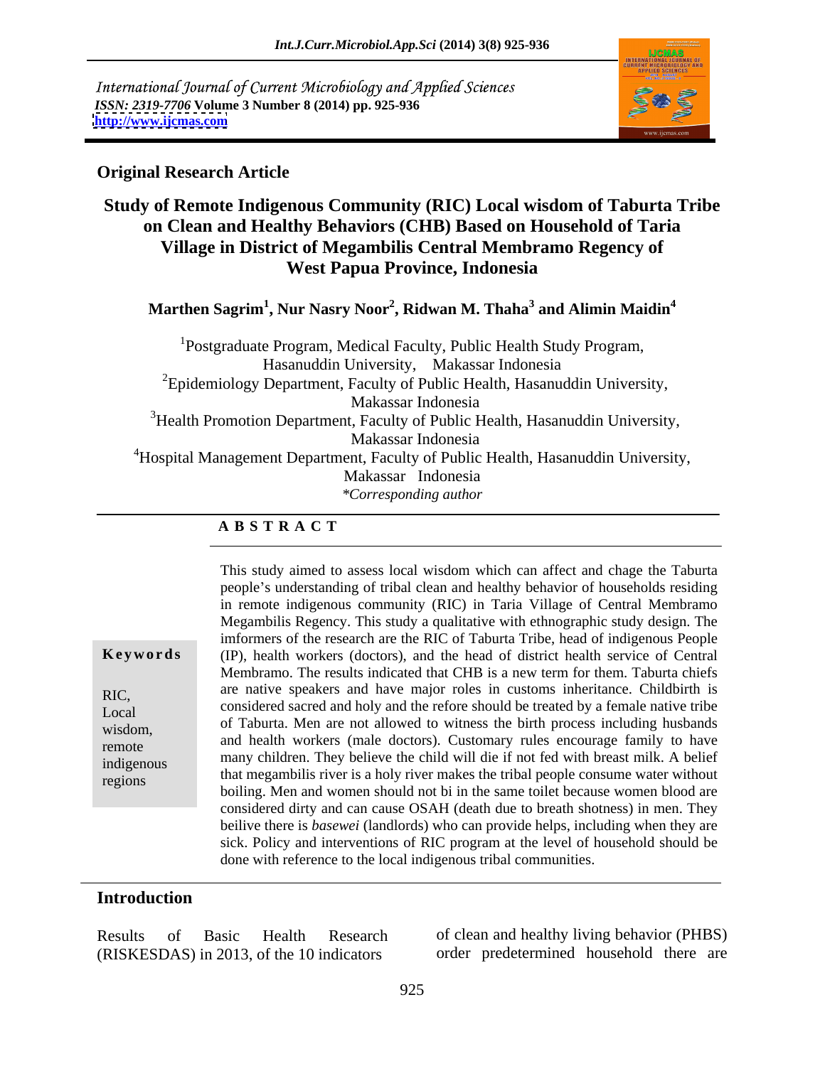International Journal of Current Microbiology and Applied Sciences
*ISSN: 2319-7706* **Volume 3 Number 8 (2014) pp. 925-936**
**http://www.ijcmas.com**

**Original Research Article**

# Study of Remote Indigenous Community (RIC) Local wisdom of Taburta Tribe on Clean and Healthy Behaviors (CHB) Based on Household of Taria Village in District of Megambilis Central Membramo Regency of West Papua Province, Indonesia

**Marthen Sagrim[1], Nur Nasry Noor[2], Ridwan M. Thaha[3] and Alimin Maidin[4]**

[1]Postgraduate Program, Medical Faculty, Public Health Study Program, Hasanuddin University, Makassar Indonesia

[2]Epidemiology Department, Faculty of Public Health, Hasanuddin University, Makassar Indonesia

[3]Health Promotion Department, Faculty of Public Health, Hasanuddin University, Makassar Indonesia

[4]Hospital Management Department, Faculty of Public Health, Hasanuddin University, Makassar Indonesia

*\*Corresponding author*

## A B S T R A C T

**Keywords**

RIC, Local wisdom, remote indigenous regions

This study aimed to assess local wisdom which can affect and chage the Taburta people's understanding of tribal clean and healthy behavior of households residing in remote indigenous community (RIC) in Taria Village of Central Membramo Megambilis Regency. This study a qualitative with ethnographic study design. The imformers of the research are the RIC of Taburta Tribe, head of indigenous People (IP), health workers (doctors), and the head of district health service of Central Membramo. The results indicated that CHB is a new term for them. Taburta chiefs are native speakers and have major roles in customs inheritance. Childbirth is considered sacred and holy and the refore should be treated by a female native tribe of Taburta. Men are not allowed to witness the birth process including husbands and health workers (male doctors). Customary rules encourage family to have many children. They believe the child will die if not fed with breast milk. A belief that megambilis river is a holy river makes the tribal people consume water without boiling. Men and women should not bi in the same toilet because women blood are considered dirty and can cause OSAH (death due to breath shotness) in men. They beilive there is *basewei* (landlords) who can provide helps, including when they are sick. Policy and interventions of RIC program at the level of household should be done with reference to the local indigenous tribal communities.

## Introduction

Results of Basic Health Research (RISKESDAS) in 2013, of the 10 indicators of clean and healthy living behavior (PHBS) order predetermined household there are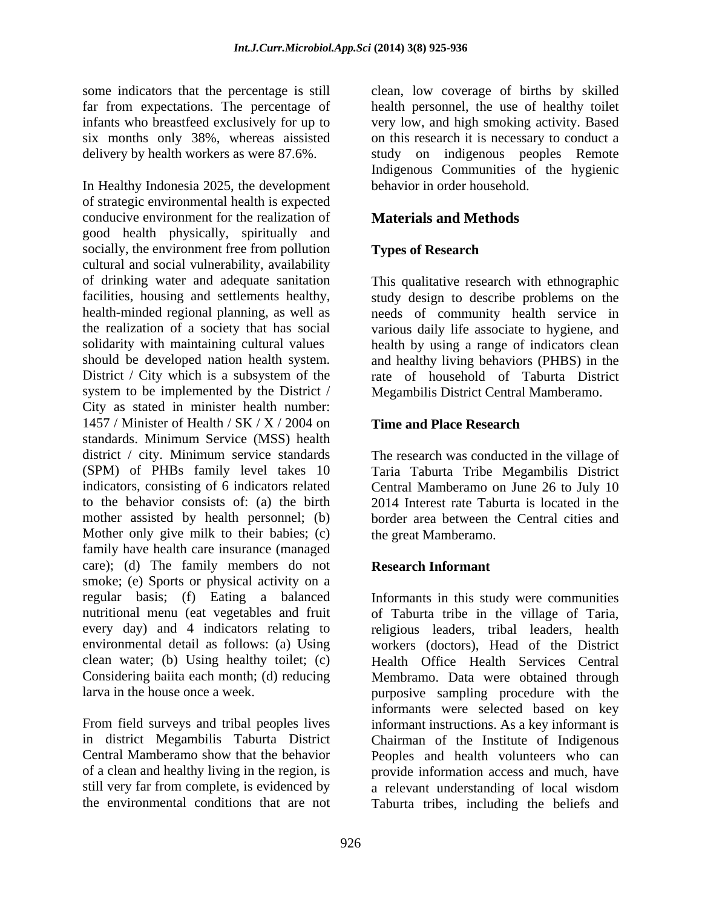some indicators that the percentage is still far from expectations. The percentage of infants who breastfeed exclusively for up to six months only 38%, whereas aissisted delivery by health workers as were 87.6%.

In Healthy Indonesia 2025, the development of strategic environmental health is expected conducive environment for the realization of good health physically, spiritually and socially, the environment free from pollution cultural and social vulnerability, availability of drinking water and adequate sanitation facilities, housing and settlements healthy, health-minded regional planning, as well as the realization of a society that has social solidarity with maintaining cultural values should be developed nation health system. District / City which is a subsystem of the system to be implemented by the District / City as stated in minister health number: 1457 / Minister of Health / SK / X / 2004 on standards. Minimum Service (MSS) health district / city. Minimum service standards (SPM) of PHBs family level takes 10 indicators, consisting of 6 indicators related to the behavior consists of: (a) the birth mother assisted by health personnel; (b) Mother only give milk to their babies; (c) family have health care insurance (managed care); (d) The family members do not smoke; (e) Sports or physical activity on a regular basis; (f) Eating a balanced nutritional menu (eat vegetables and fruit every day) and 4 indicators relating to environmental detail as follows: (a) Using clean water; (b) Using healthy toilet; (c) Considering baiita each month; (d) reducing larva in the house once a week.

From field surveys and tribal peoples lives in district Megambilis Taburta District Central Mamberamo show that the behavior of a clean and healthy living in the region, is still very far from complete, is evidenced by the environmental conditions that are not clean, low coverage of births by skilled health personnel, the use of healthy toilet very low, and high smoking activity. Based on this research it is necessary to conduct a study on indigenous peoples Remote Indigenous Communities of the hygienic behavior in order household.

## Materials and Methods

### Types of Research

This qualitative research with ethnographic study design to describe problems on the needs of community health service in various daily life associate to hygiene, and health by using a range of indicators clean and healthy living behaviors (PHBS) in the rate of household of Taburta District Megambilis District Central Mamberamo.

### Time and Place Research

The research was conducted in the village of Taria Taburta Tribe Megambilis District Central Mamberamo on June 26 to July 10 2014 Interest rate Taburta is located in the border area between the Central cities and the great Mamberamo.

### Research Informant

Informants in this study were communities of Taburta tribe in the village of Taria, religious leaders, tribal leaders, health workers (doctors), Head of the District Health Office Health Services Central Membramo. Data were obtained through purposive sampling procedure with the informants were selected based on key informant instructions. As a key informant is Chairman of the Institute of Indigenous Peoples and health volunteers who can provide information access and much, have a relevant understanding of local wisdom Taburta tribes, including the beliefs and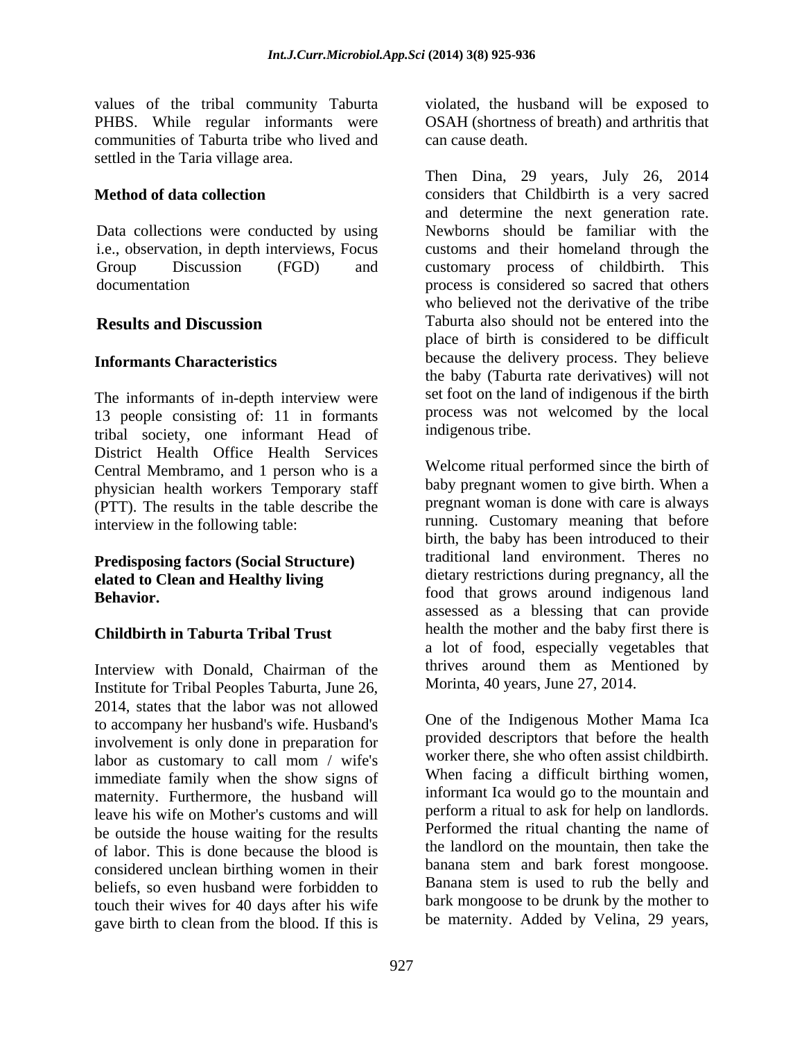values of the tribal community Taburta PHBS. While regular informants were communities of Taburta tribe who lived and settled in the Taria village area.

## Method of data collection

Data collections were conducted by using i.e., observation, in depth interviews, Focus Group Discussion (FGD) and documentation

## Results and Discussion

### Informants Characteristics

The informants of in-depth interview were 13 people consisting of: 11 in formants tribal society, one informant Head of District Health Office Health Services Central Membramo, and 1 person who is a physician health workers Temporary staff (PTT). The results in the table describe the interview in the following table:

### Predisposing factors (Social Structure) elated to Clean and Healthy living Behavior.

### Childbirth in Taburta Tribal Trust

Interview with Donald, Chairman of the Institute for Tribal Peoples Taburta, June 26, 2014, states that the labor was not allowed to accompany her husband's wife. Husband's involvement is only done in preparation for labor as customary to call mom / wife's immediate family when the show signs of maternity. Furthermore, the husband will leave his wife on Mother's customs and will be outside the house waiting for the results of labor. This is done because the blood is considered unclean birthing women in their beliefs, so even husband were forbidden to touch their wives for 40 days after his wife gave birth to clean from the blood. If this is violated, the husband will be exposed to OSAH (shortness of breath) and arthritis that can cause death.

Then Dina, 29 years, July 26, 2014 considers that Childbirth is a very sacred and determine the next generation rate. Newborns should be familiar with the customs and their homeland through the customary process of childbirth. This process is considered so sacred that others who believed not the derivative of the tribe Taburta also should not be entered into the place of birth is considered to be difficult because the delivery process. They believe the baby (Taburta rate derivatives) will not set foot on the land of indigenous if the birth process was not welcomed by the local indigenous tribe.

Welcome ritual performed since the birth of baby pregnant women to give birth. When a pregnant woman is done with care is always running. Customary meaning that before birth, the baby has been introduced to their traditional land environment. Theres no dietary restrictions during pregnancy, all the food that grows around indigenous land assessed as a blessing that can provide health the mother and the baby first there is a lot of food, especially vegetables that thrives around them as Mentioned by Morinta, 40 years, June 27, 2014.

One of the Indigenous Mother Mama Ica provided descriptors that before the health worker there, she who often assist childbirth. When facing a difficult birthing women, informant Ica would go to the mountain and perform a ritual to ask for help on landlords. Performed the ritual chanting the name of the landlord on the mountain, then take the banana stem and bark forest mongoose. Banana stem is used to rub the belly and bark mongoose to be drunk by the mother to be maternity. Added by Velina, 29 years,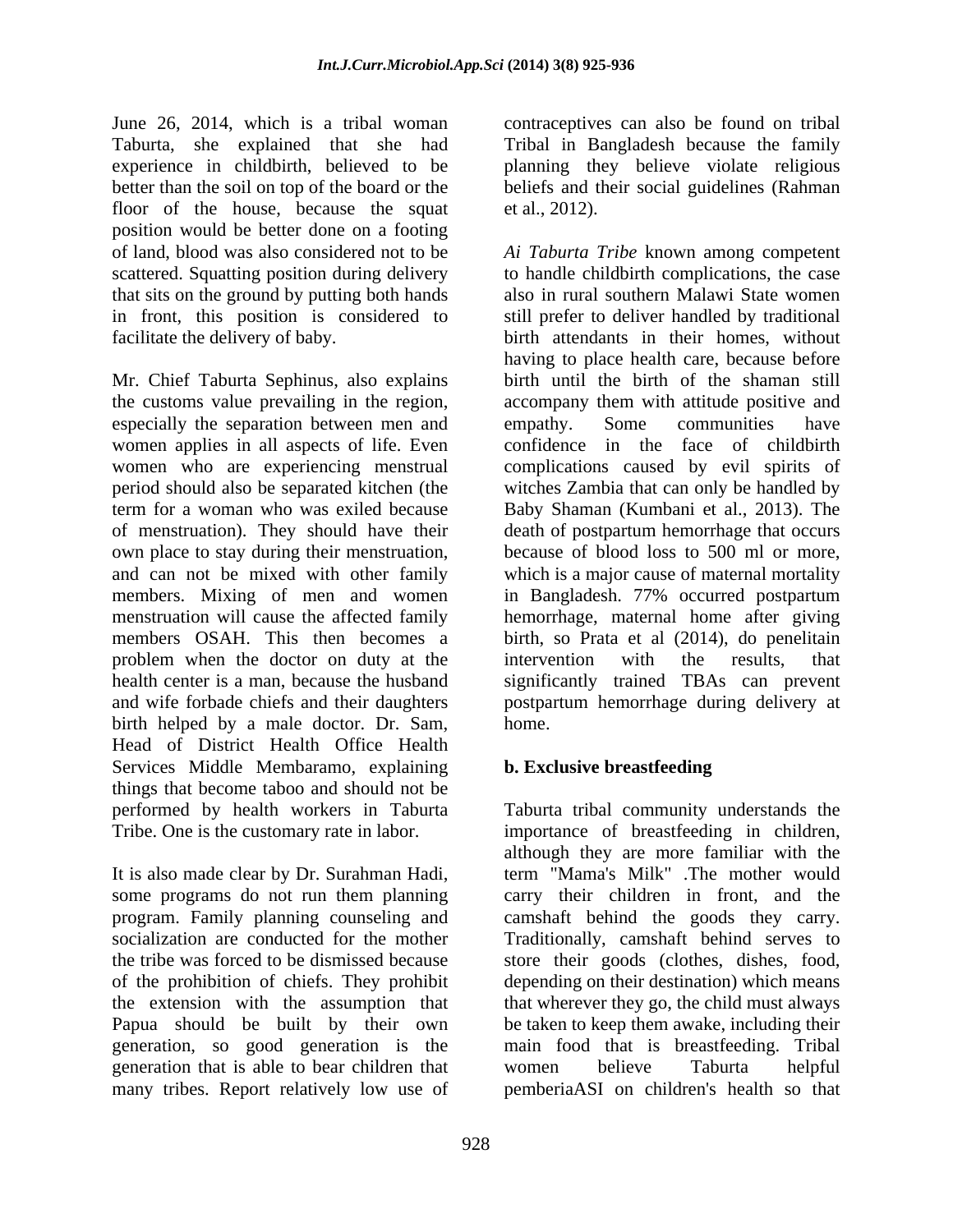June 26, 2014, which is a tribal woman Taburta, she explained that she had experience in childbirth, believed to be better than the soil on top of the board or the floor of the house, because the squat position would be better done on a footing of land, blood was also considered not to be scattered. Squatting position during delivery that sits on the ground by putting both hands in front, this position is considered to facilitate the delivery of baby.

Mr. Chief Taburta Sephinus, also explains the customs value prevailing in the region, especially the separation between men and women applies in all aspects of life. Even women who are experiencing menstrual period should also be separated kitchen (the term for a woman who was exiled because of menstruation). They should have their own place to stay during their menstruation, and can not be mixed with other family members. Mixing of men and women menstruation will cause the affected family members OSAH. This then becomes a problem when the doctor on duty at the health center is a man, because the husband and wife forbade chiefs and their daughters birth helped by a male doctor. Dr. Sam, Head of District Health Office Health Services Middle Membaramo, explaining things that become taboo and should not be performed by health workers in Taburta Tribe. One is the customary rate in labor.

It is also made clear by Dr. Surahman Hadi, some programs do not run them planning program. Family planning counseling and socialization are conducted for the mother the tribe was forced to be dismissed because of the prohibition of chiefs. They prohibit the extension with the assumption that Papua should be built by their own generation, so good generation is the generation that is able to bear children that many tribes. Report relatively low use of contraceptives can also be found on tribal Tribal in Bangladesh because the family planning they believe violate religious beliefs and their social guidelines (Rahman et al., 2012).

*Ai Taburta Tribe* known among competent to handle childbirth complications, the case also in rural southern Malawi State women still prefer to deliver handled by traditional birth attendants in their homes, without having to place health care, because before birth until the birth of the shaman still accompany them with attitude positive and empathy. Some communities have confidence in the face of childbirth complications caused by evil spirits of witches Zambia that can only be handled by Baby Shaman (Kumbani et al., 2013). The death of postpartum hemorrhage that occurs because of blood loss to 500 ml or more, which is a major cause of maternal mortality in Bangladesh. 77% occurred postpartum hemorrhage, maternal home after giving birth, so Prata et al (2014), do penelitain intervention with the results, that significantly trained TBAs can prevent postpartum hemorrhage during delivery at home.

**b. Exclusive breastfeeding**

Taburta tribal community understands the importance of breastfeeding in children, although they are more familiar with the term "Mama's Milk" .The mother would carry their children in front, and the camshaft behind the goods they carry. Traditionally, camshaft behind serves to store their goods (clothes, dishes, food, depending on their destination) which means that wherever they go, the child must always be taken to keep them awake, including their main food that is breastfeeding. Tribal women believe Taburta helpful pemberiaASI on children's health so that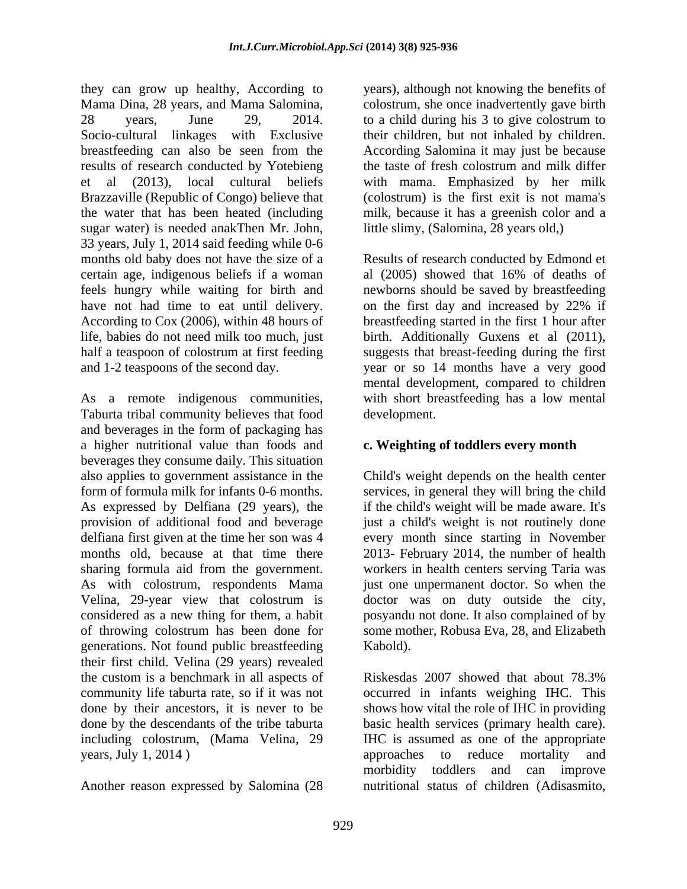they can grow up healthy, According to Mama Dina, 28 years, and Mama Salomina, 28 years, June 29, 2014. Socio-cultural linkages with Exclusive breastfeeding can also be seen from the results of research conducted by Yotebieng et al (2013), local cultural beliefs Brazzaville (Republic of Congo) believe that the water that has been heated (including sugar water) is needed anakThen Mr. John, 33 years, July 1, 2014 said feeding while 0-6 months old baby does not have the size of a certain age, indigenous beliefs if a woman feels hungry while waiting for birth and have not had time to eat until delivery. According to Cox (2006), within 48 hours of life, babies do not need milk too much, just half a teaspoon of colostrum at first feeding and 1-2 teaspoons of the second day.

As a remote indigenous communities, Taburta tribal community believes that food and beverages in the form of packaging has a higher nutritional value than foods and beverages they consume daily. This situation also applies to government assistance in the form of formula milk for infants 0-6 months. As expressed by Delfiana (29 years), the provision of additional food and beverage delfiana first given at the time her son was 4 months old, because at that time there sharing formula aid from the government. As with colostrum, respondents Mama Velina, 29-year view that colostrum is considered as a new thing for them, a habit of throwing colostrum has been done for generations. Not found public breastfeeding their first child. Velina (29 years) revealed the custom is a benchmark in all aspects of community life taburta rate, so if it was not done by their ancestors, it is never to be done by the descendants of the tribe taburta including colostrum, (Mama Velina, 29 years, July 1, 2014 )

Another reason expressed by Salomina (28 years), although not knowing the benefits of colostrum, she once inadvertently gave birth to a child during his 3 to give colostrum to their children, but not inhaled by children. According Salomina it may just be because the taste of fresh colostrum and milk differ with mama. Emphasized by her milk (colostrum) is the first exit is not mama's milk, because it has a greenish color and a little slimy, (Salomina, 28 years old,)

Results of research conducted by Edmond et al (2005) showed that 16% of deaths of newborns should be saved by breastfeeding on the first day and increased by 22% if breastfeeding started in the first 1 hour after birth. Additionally Guxens et al (2011), suggests that breast-feeding during the first year or so 14 months have a very good mental development, compared to children with short breastfeeding has a low mental development.

**c. Weighting of toddlers every month**

Child's weight depends on the health center services, in general they will bring the child if the child's weight will be made aware. It's just a child's weight is not routinely done every month since starting in November 2013- February 2014, the number of health workers in health centers serving Taria was just one unpermanent doctor. So when the doctor was on duty outside the city, posyandu not done. It also complained of by some mother, Robusa Eva, 28, and Elizabeth Kabold).

Riskesdas 2007 showed that about 78.3% occurred in infants weighing IHC. This shows how vital the role of IHC in providing basic health services (primary health care). IHC is assumed as one of the appropriate approaches to reduce mortality and morbidity toddlers and can improve nutritional status of children (Adisasmito,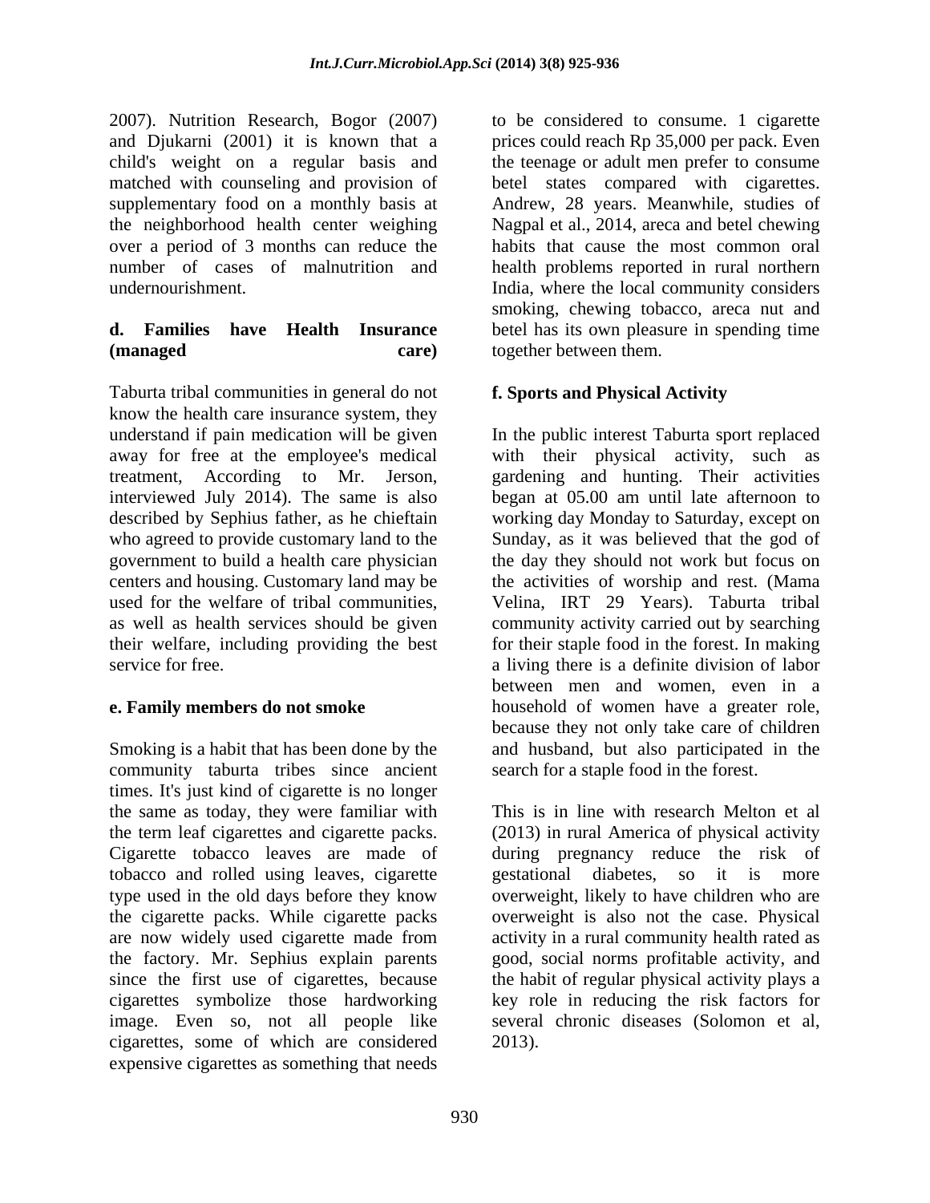2007). Nutrition Research, Bogor (2007) and Djukarni (2001) it is known that a child's weight on a regular basis and matched with counseling and provision of supplementary food on a monthly basis at the neighborhood health center weighing over a period of 3 months can reduce the number of cases of malnutrition and undernourishment.

**d. Families have Health Insurance (managed care)**

Taburta tribal communities in general do not know the health care insurance system, they understand if pain medication will be given away for free at the employee's medical treatment, According to Mr. Jerson, interviewed July 2014). The same is also described by Sephius father, as he chieftain who agreed to provide customary land to the government to build a health care physician centers and housing. Customary land may be used for the welfare of tribal communities, as well as health services should be given their welfare, including providing the best service for free.

**e. Family members do not smoke**

Smoking is a habit that has been done by the community taburta tribes since ancient times. It's just kind of cigarette is no longer the same as today, they were familiar with the term leaf cigarettes and cigarette packs. Cigarette tobacco leaves are made of tobacco and rolled using leaves, cigarette type used in the old days before they know the cigarette packs. While cigarette packs are now widely used cigarette made from the factory. Mr. Sephius explain parents since the first use of cigarettes, because cigarettes symbolize those hardworking image. Even so, not all people like cigarettes, some of which are considered expensive cigarettes as something that needs to be considered to consume. 1 cigarette prices could reach Rp 35,000 per pack. Even the teenage or adult men prefer to consume betel states compared with cigarettes. Andrew, 28 years. Meanwhile, studies of Nagpal et al., 2014, areca and betel chewing habits that cause the most common oral health problems reported in rural northern India, where the local community considers smoking, chewing tobacco, areca nut and betel has its own pleasure in spending time together between them.

**f. Sports and Physical Activity**

In the public interest Taburta sport replaced with their physical activity, such as gardening and hunting. Their activities began at 05.00 am until late afternoon to working day Monday to Saturday, except on Sunday, as it was believed that the god of the day they should not work but focus on the activities of worship and rest. (Mama Velina, IRT 29 Years). Taburta tribal community activity carried out by searching for their staple food in the forest. In making a living there is a definite division of labor between men and women, even in a household of women have a greater role, because they not only take care of children and husband, but also participated in the search for a staple food in the forest.

This is in line with research Melton et al (2013) in rural America of physical activity during pregnancy reduce the risk of gestational diabetes, so it is more overweight, likely to have children who are overweight is also not the case. Physical activity in a rural community health rated as good, social norms profitable activity, and the habit of regular physical activity plays a key role in reducing the risk factors for several chronic diseases (Solomon et al, 2013).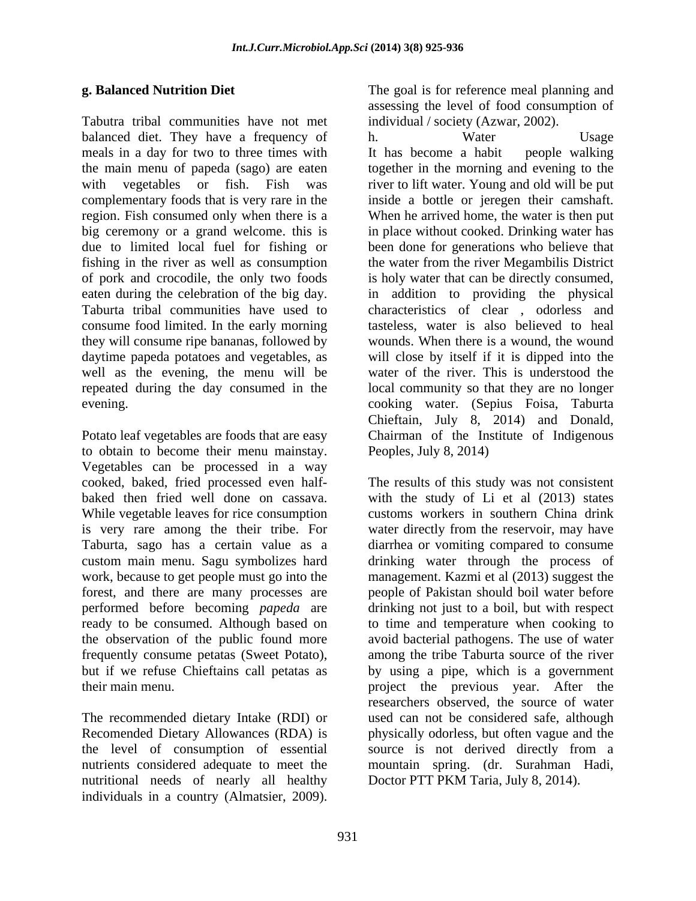**g. Balanced Nutrition Diet**

Tabutra tribal communities have not met balanced diet. They have a frequency of meals in a day for two to three times with the main menu of papeda (sago) are eaten with vegetables or fish. Fish was complementary foods that is very rare in the region. Fish consumed only when there is a big ceremony or a grand welcome. this is due to limited local fuel for fishing or fishing in the river as well as consumption of pork and crocodile, the only two foods eaten during the celebration of the big day. Taburta tribal communities have used to consume food limited. In the early morning they will consume ripe bananas, followed by daytime papeda potatoes and vegetables, as well as the evening, the menu will be repeated during the day consumed in the evening.

Potato leaf vegetables are foods that are easy to obtain to become their menu mainstay. Vegetables can be processed in a way cooked, baked, fried processed even half-baked then fried well done on cassava. While vegetable leaves for rice consumption is very rare among the their tribe. For Taburta, sago has a certain value as a custom main menu. Sagu symbolizes hard work, because to get people must go into the forest, and there are many processes are performed before becoming *papeda* are ready to be consumed. Although based on the observation of the public found more frequently consume petatas (Sweet Potato), but if we refuse Chieftains call petatas as their main menu.

The recommended dietary Intake (RDI) or Recomended Dietary Allowances (RDA) is the level of consumption of essential nutrients considered adequate to meet the nutritional needs of nearly all healthy individuals in a country (Almatsier, 2009). The goal is for reference meal planning and assessing the level of food consumption of individual / society (Azwar, 2002).

h. Water Usage

It has become a habit people walking together in the morning and evening to the river to lift water. Young and old will be put inside a bottle or jeregen their camshaft. When he arrived home, the water is then put in place without cooked. Drinking water has been done for generations who believe that the water from the river Megambilis District is holy water that can be directly consumed, in addition to providing the physical characteristics of clear , odorless and tasteless, water is also believed to heal wounds. When there is a wound, the wound will close by itself if it is dipped into the water of the river. This is understood the local community so that they are no longer cooking water. (Sepius Foisa, Taburta Chieftain, July 8, 2014) and Donald, Chairman of the Institute of Indigenous Peoples, July 8, 2014)

The results of this study was not consistent with the study of Li et al (2013) states customs workers in southern China drink water directly from the reservoir, may have diarrhea or vomiting compared to consume drinking water through the process of management. Kazmi et al (2013) suggest the people of Pakistan should boil water before drinking not just to a boil, but with respect to time and temperature when cooking to avoid bacterial pathogens. The use of water among the tribe Taburta source of the river by using a pipe, which is a government project the previous year. After the researchers observed, the source of water used can not be considered safe, although physically odorless, but often vague and the source is not derived directly from a mountain spring. (dr. Surahman Hadi, Doctor PTT PKM Taria, July 8, 2014).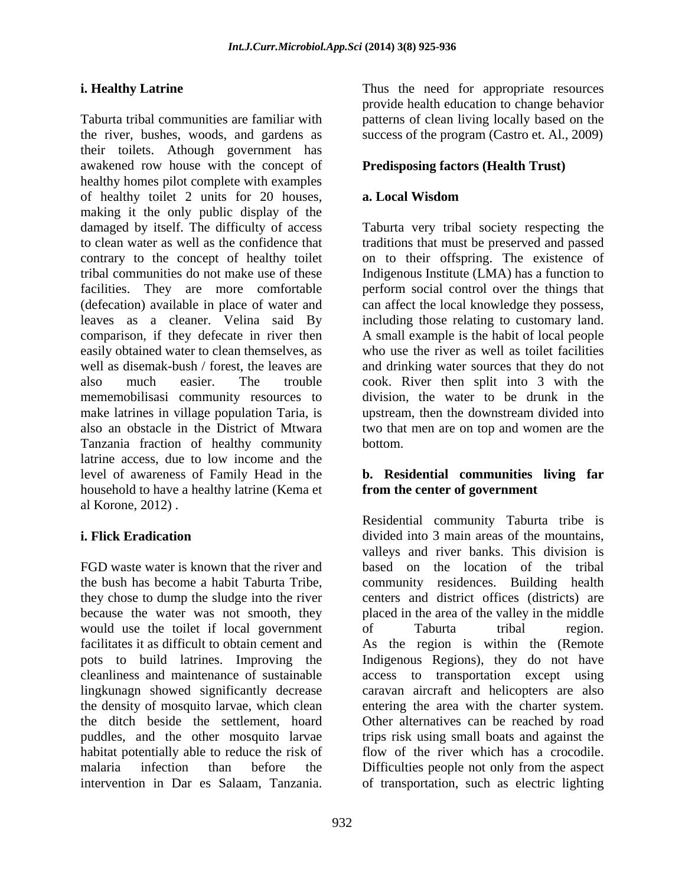**i. Healthy Latrine**

Taburta tribal communities are familiar with the river, bushes, woods, and gardens as their toilets. Athough government has awakened row house with the concept of healthy homes pilot complete with examples of healthy toilet 2 units for 20 houses, making it the only public display of the damaged by itself. The difficulty of access to clean water as well as the confidence that contrary to the concept of healthy toilet tribal communities do not make use of these facilities. They are more comfortable (defecation) available in place of water and leaves as a cleaner. Velina said By comparison, if they defecate in river then easily obtained water to clean themselves, as well as disemak-bush / forest, the leaves are also much easier. The trouble mememobilisasi community resources to make latrines in village population Taria, is also an obstacle in the District of Mtwara Tanzania fraction of healthy community latrine access, due to low income and the level of awareness of Family Head in the household to have a healthy latrine (Kema et al Korone, 2012) .

**i. Flick Eradication**

FGD waste water is known that the river and the bush has become a habit Taburta Tribe, they chose to dump the sludge into the river because the water was not smooth, they would use the toilet if local government facilitates it as difficult to obtain cement and pots to build latrines. Improving the cleanliness and maintenance of sustainable lingkunagn showed significantly decrease the density of mosquito larvae, which clean the ditch beside the settlement, hoard puddles, and the other mosquito larvae habitat potentially able to reduce the risk of malaria infection than before the intervention in Dar es Salaam, Tanzania. Thus the need for appropriate resources provide health education to change behavior patterns of clean living locally based on the success of the program (Castro et. Al., 2009)

**Predisposing factors (Health Trust)**

**a. Local Wisdom**

Taburta very tribal society respecting the traditions that must be preserved and passed on to their offspring. The existence of Indigenous Institute (LMA) has a function to perform social control over the things that can affect the local knowledge they possess, including those relating to customary land. A small example is the habit of local people who use the river as well as toilet facilities and drinking water sources that they do not cook. River then split into 3 with the division, the water to be drunk in the upstream, then the downstream divided into two that men are on top and women are the bottom.

**b. Residential communities living far from the center of government**

Residential community Taburta tribe is divided into 3 main areas of the mountains, valleys and river banks. This division is based on the location of the tribal community residences. Building health centers and district offices (districts) are placed in the area of the valley in the middle of Taburta tribal region. As the region is within the (Remote Indigenous Regions), they do not have access to transportation except using caravan aircraft and helicopters are also entering the area with the charter system. Other alternatives can be reached by road trips risk using small boats and against the flow of the river which has a crocodile. Difficulties people not only from the aspect of transportation, such as electric lighting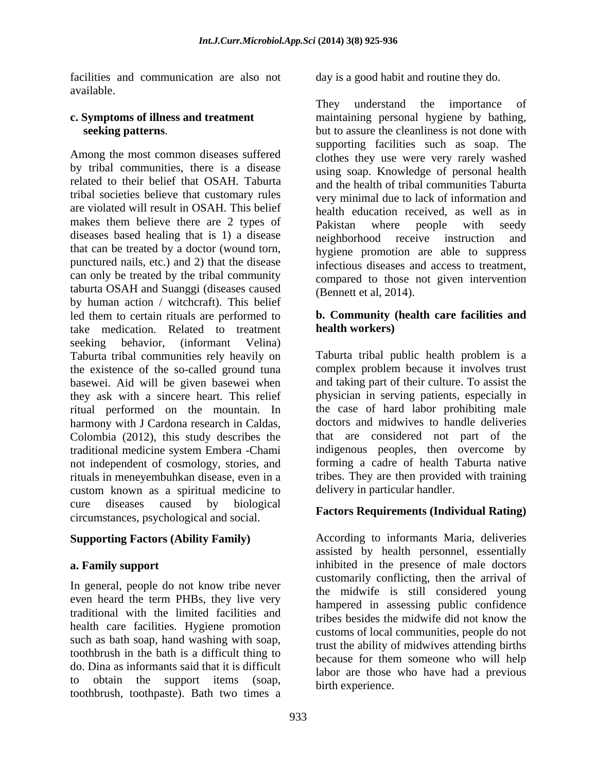facilities and communication are also not available.

**c. Symptoms of illness and treatment seeking patterns**.

Among the most common diseases suffered by tribal communities, there is a disease related to their belief that OSAH. Taburta tribal societies believe that customary rules are violated will result in OSAH. This belief makes them believe there are 2 types of diseases based healing that is 1) a disease that can be treated by a doctor (wound torn, punctured nails, etc.) and 2) that the disease can only be treated by the tribal community taburta OSAH and Suanggi (diseases caused by human action / witchcraft). This belief led them to certain rituals are performed to take medication. Related to treatment seeking behavior, (informant Velina) Taburta tribal communities rely heavily on the existence of the so-called ground tuna basewei. Aid will be given basewei when they ask with a sincere heart. This relief ritual performed on the mountain. In harmony with J Cardona research in Caldas, Colombia (2012), this study describes the traditional medicine system Embera -Chami not independent of cosmology, stories, and rituals in meneyembuhkan disease, even in a custom known as a spiritual medicine to cure diseases caused by biological circumstances, psychological and social.

**Supporting Factors (Ability Family)**

**a. Family support**

In general, people do not know tribe never even heard the term PHBs, they live very traditional with the limited facilities and health care facilities. Hygiene promotion such as bath soap, hand washing with soap, toothbrush in the bath is a difficult thing to do. Dina as informants said that it is difficult to obtain the support items (soap, toothbrush, toothpaste). Bath two times a day is a good habit and routine they do.

They understand the importance of maintaining personal hygiene by bathing, but to assure the cleanliness is not done with supporting facilities such as soap. The clothes they use were very rarely washed using soap. Knowledge of personal health and the health of tribal communities Taburta very minimal due to lack of information and health education received, as well as in Pakistan where people with seedy neighborhood receive instruction and hygiene promotion are able to suppress infectious diseases and access to treatment, compared to those not given intervention (Bennett et al, 2014).

**b. Community (health care facilities and health workers)**

Taburta tribal public health problem is a complex problem because it involves trust and taking part of their culture. To assist the physician in serving patients, especially in the case of hard labor prohibiting male doctors and midwives to handle deliveries that are considered not part of the indigenous peoples, then overcome by forming a cadre of health Taburta native tribes. They are then provided with training delivery in particular handler.

**Factors Requirements (Individual Rating)**

According to informants Maria, deliveries assisted by health personnel, essentially inhibited in the presence of male doctors customarily conflicting, then the arrival of the midwife is still considered young hampered in assessing public confidence tribes besides the midwife did not know the customs of local communities, people do not trust the ability of midwives attending births because for them someone who will help labor are those who have had a previous birth experience.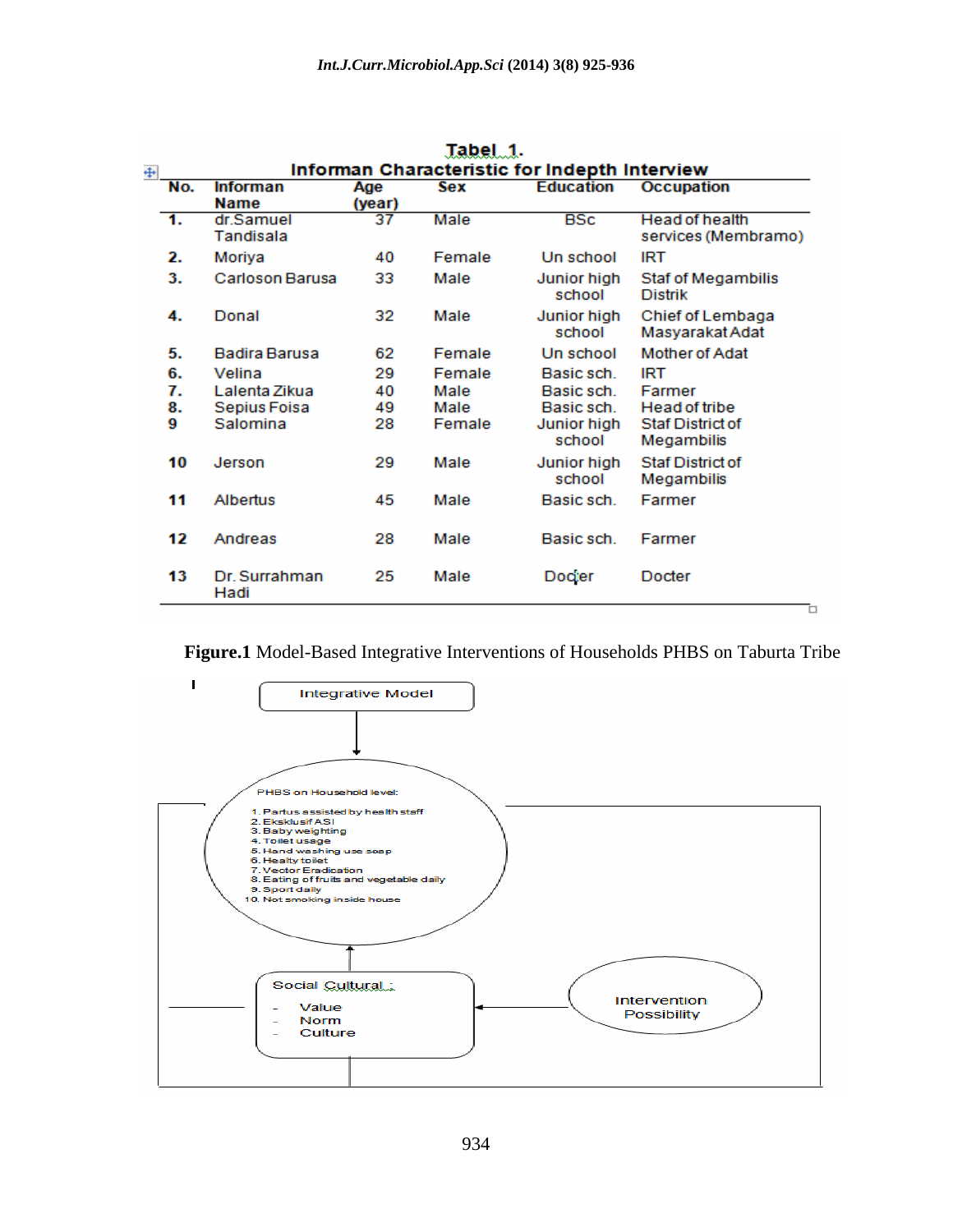**Tabel 1.**

**Informan Characteristic for Indepth Interview**

| No. | Informan Name | Age (year) | Sex | Education | Occupation |
|---|---|---|---|---|---|
| 1. | dr.Samuel Tandisala | 37 | Male | BSc | Head of health services (Membramo) |
| 2. | Moriya | 40 | Female | Un school | IRT |
| 3. | Carloson Barusa | 33 | Male | Junior high school | Staf of Megambilis Distrik |
| 4. | Donal | 32 | Male | Junior high school | Chief of Lembaga Masyarakat Adat |
| 5. | Badira Barusa | 62 | Female | Un school | Mother of Adat |
| 6. | Velina | 29 | Female | Basic sch. | IRT |
| 7. | Lalenta Zikua | 40 | Male | Basic sch. | Farmer |
| 8. | Sepius Foisa | 49 | Male | Basic sch. | Head of tribe |
| 9 | Salomina | 28 | Female | Junior high school | Staf District of Megambilis |
| 10 | Jerson | 29 | Male | Junior high school | Staf District of Megambilis |
| 11 | Albertus | 45 | Male | Basic sch. | Farmer |
| 12 | Andreas | 28 | Male | Basic sch. | Farmer |
| 13 | Dr. Surrahman Hadi | 25 | Male | Docter | Docter |

**Figure.1** Model-Based Integrative Interventions of Households PHBS on Taburta Tribe

Integrative Model

PHBS on Household level:

1. Partus assisted by health staff
2. Eksklusif ASI
3. Baby weighting
4. Toilet usage
5. Hand washing use soap
6. Healty toilet
7. Vector Eradication
8. Eating of fruits and vegetable daily
9. Sport daily
10. Not smoking inside house

Social Cultural :

- Value
- Norm
- Culture

Intervention Possibility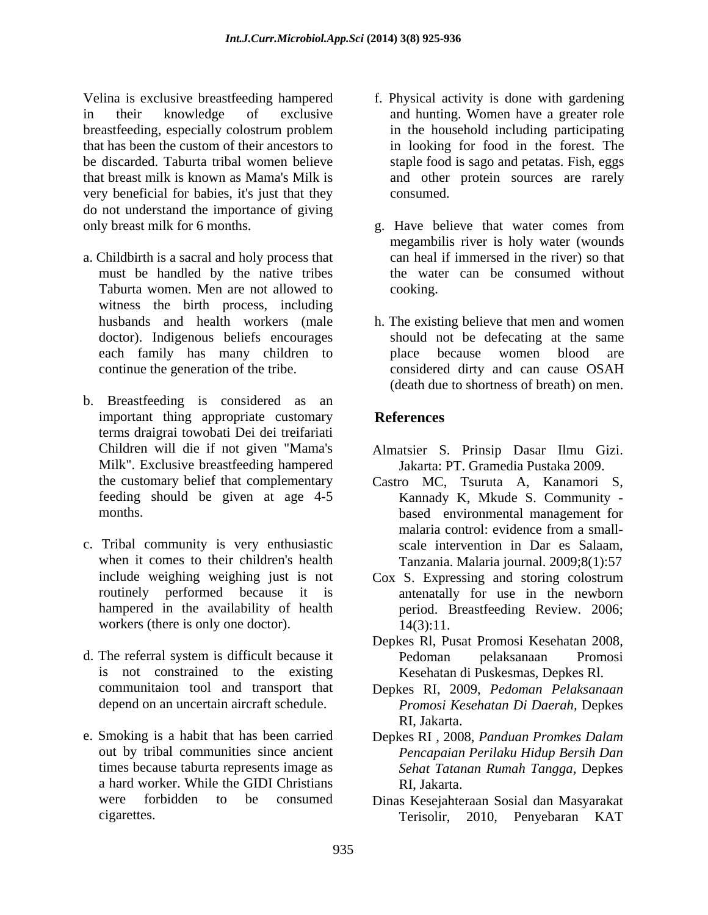Velina is exclusive breastfeeding hampered in their knowledge of exclusive breastfeeding, especially colostrum problem that has been the custom of their ancestors to be discarded. Taburta tribal women believe that breast milk is known as Mama's Milk is very beneficial for babies, it's just that they do not understand the importance of giving only breast milk for 6 months.

a. Childbirth is a sacral and holy process that must be handled by the native tribes Taburta women. Men are not allowed to witness the birth process, including husbands and health workers (male doctor). Indigenous beliefs encourages each family has many children to continue the generation of the tribe.

b. Breastfeeding is considered as an important thing appropriate customary terms draigrai towobati Dei dei treifariati Children will die if not given "Mama's Milk". Exclusive breastfeeding hampered the customary belief that complementary feeding should be given at age 4-5 months.

c. Tribal community is very enthusiastic when it comes to their children's health include weighing weighing just is not routinely performed because it is hampered in the availability of health workers (there is only one doctor).

d. The referral system is difficult because it is not constrained to the existing communitaion tool and transport that depend on an uncertain aircraft schedule.

e. Smoking is a habit that has been carried out by tribal communities since ancient times because taburta represents image as a hard worker. While the GIDI Christians were forbidden to be consumed cigarettes.

f. Physical activity is done with gardening and hunting. Women have a greater role in the household including participating in looking for food in the forest. The staple food is sago and petatas. Fish, eggs and other protein sources are rarely consumed.

g. Have believe that water comes from megambilis river is holy water (wounds can heal if immersed in the river) so that the water can be consumed without cooking.

h. The existing believe that men and women should not be defecating at the same place because women blood are considered dirty and can cause OSAH (death due to shortness of breath) on men.

## References

Almatsier S. Prinsip Dasar Ilmu Gizi. Jakarta: PT. Gramedia Pustaka 2009.

Castro MC, Tsuruta A, Kanamori S, Kannady K, Mkude S. Community - based environmental management for malaria control: evidence from a small-scale intervention in Dar es Salaam, Tanzania. Malaria journal. 2009;8(1):57

Cox S. Expressing and storing colostrum antenatally for use in the newborn period. Breastfeeding Review. 2006; 14(3):11.

Depkes Rl, Pusat Promosi Kesehatan 2008, Pedoman pelaksanaan Promosi Kesehatan di Puskesmas, Depkes Rl.

Depkes RI, 2009, *Pedoman Pelaksanaan Promosi Kesehatan Di Daerah*, Depkes RI, Jakarta.

Depkes RI , 2008, *Panduan Promkes Dalam Pencapaian Perilaku Hidup Bersih Dan Sehat Tatanan Rumah Tangga*, Depkes RI, Jakarta.

Dinas Kesejahteraan Sosial dan Masyarakat Terisolir, 2010, Penyebaran KAT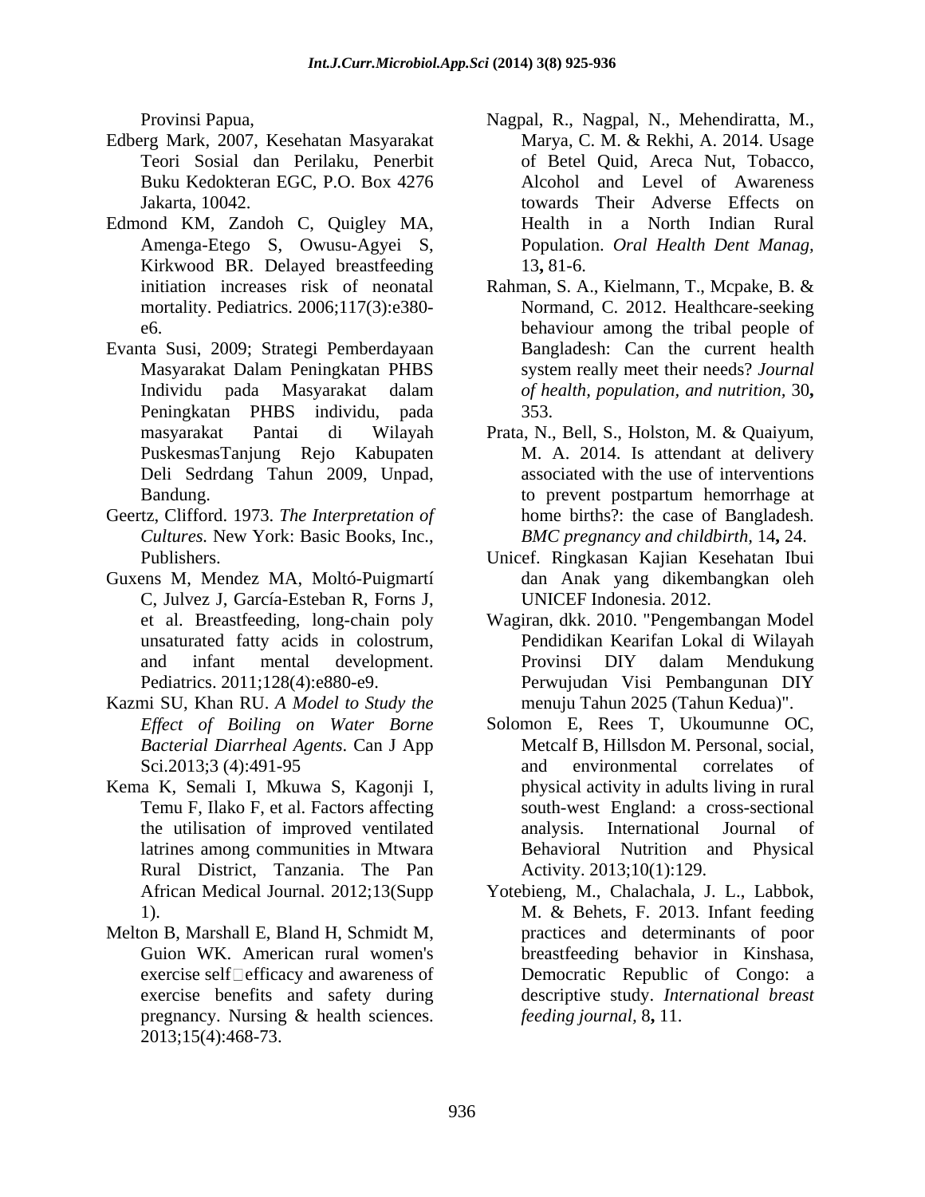Provinsi Papua,

Edberg Mark, 2007, Kesehatan Masyarakat Teori Sosial dan Perilaku, Penerbit Buku Kedokteran EGC, P.O. Box 4276 Jakarta, 10042.

Edmond KM, Zandoh C, Quigley MA, Amenga-Etego S, Owusu-Agyei S, Kirkwood BR. Delayed breastfeeding initiation increases risk of neonatal mortality. Pediatrics. 2006;117(3):e380-e6.

Evanta Susi, 2009; Strategi Pemberdayaan Masyarakat Dalam Peningkatan PHBS Individu pada Masyarakat dalam Peningkatan PHBS individu, pada masyarakat Pantai di Wilayah PuskesmasTanjung Rejo Kabupaten Deli Sedrdang Tahun 2009, Unpad, Bandung.

Geertz, Clifford. 1973. *The Interpretation of Cultures.* New York: Basic Books, Inc., Publishers.

Guxens M, Mendez MA, Moltó-Puigmartí C, Julvez J, García-Esteban R, Forns J, et al. Breastfeeding, long-chain poly unsaturated fatty acids in colostrum, and infant mental development. Pediatrics. 2011;128(4):e880-e9.

Kazmi SU, Khan RU. *A Model to Study the Effect of Boiling on Water Borne Bacterial Diarrheal Agents*. Can J App Sci.2013;3 (4):491-95

Kema K, Semali I, Mkuwa S, Kagonji I, Temu F, Ilako F, et al. Factors affecting the utilisation of improved ventilated latrines among communities in Mtwara Rural District, Tanzania. The Pan African Medical Journal. 2012;13(Supp 1).

Melton B, Marshall E, Bland H, Schmidt M, Guion WK. American rural women's exercise self□efficacy and awareness of exercise benefits and safety during pregnancy. Nursing & health sciences. 2013;15(4):468-73.

Nagpal, R., Nagpal, N., Mehendiratta, M., Marya, C. M. & Rekhi, A. 2014. Usage of Betel Quid, Areca Nut, Tobacco, Alcohol and Level of Awareness towards Their Adverse Effects on Health in a North Indian Rural Population. *Oral Health Dent Manag,* 13**,** 81-6.

Rahman, S. A., Kielmann, T., Mcpake, B. & Normand, C. 2012. Healthcare-seeking behaviour among the tribal people of Bangladesh: Can the current health system really meet their needs? *Journal of health, population, and nutrition,* 30**,** 353.

Prata, N., Bell, S., Holston, M. & Quaiyum, M. A. 2014. Is attendant at delivery associated with the use of interventions to prevent postpartum hemorrhage at home births?: the case of Bangladesh. *BMC pregnancy and childbirth,* 14**,** 24.

Unicef. Ringkasan Kajian Kesehatan Ibui dan Anak yang dikembangkan oleh UNICEF Indonesia. 2012.

Wagiran, dkk. 2010. "Pengembangan Model Pendidikan Kearifan Lokal di Wilayah Provinsi DIY dalam Mendukung Perwujudan Visi Pembangunan DIY menuju Tahun 2025 (Tahun Kedua)".

Solomon E, Rees T, Ukoumunne OC, Metcalf B, Hillsdon M. Personal, social, and environmental correlates of physical activity in adults living in rural south-west England: a cross-sectional analysis. International Journal of Behavioral Nutrition and Physical Activity. 2013;10(1):129.

Yotebieng, M., Chalachala, J. L., Labbok, M. & Behets, F. 2013. Infant feeding practices and determinants of poor breastfeeding behavior in Kinshasa, Democratic Republic of Congo: a descriptive study. *International breast feeding journal,* 8**,** 11.